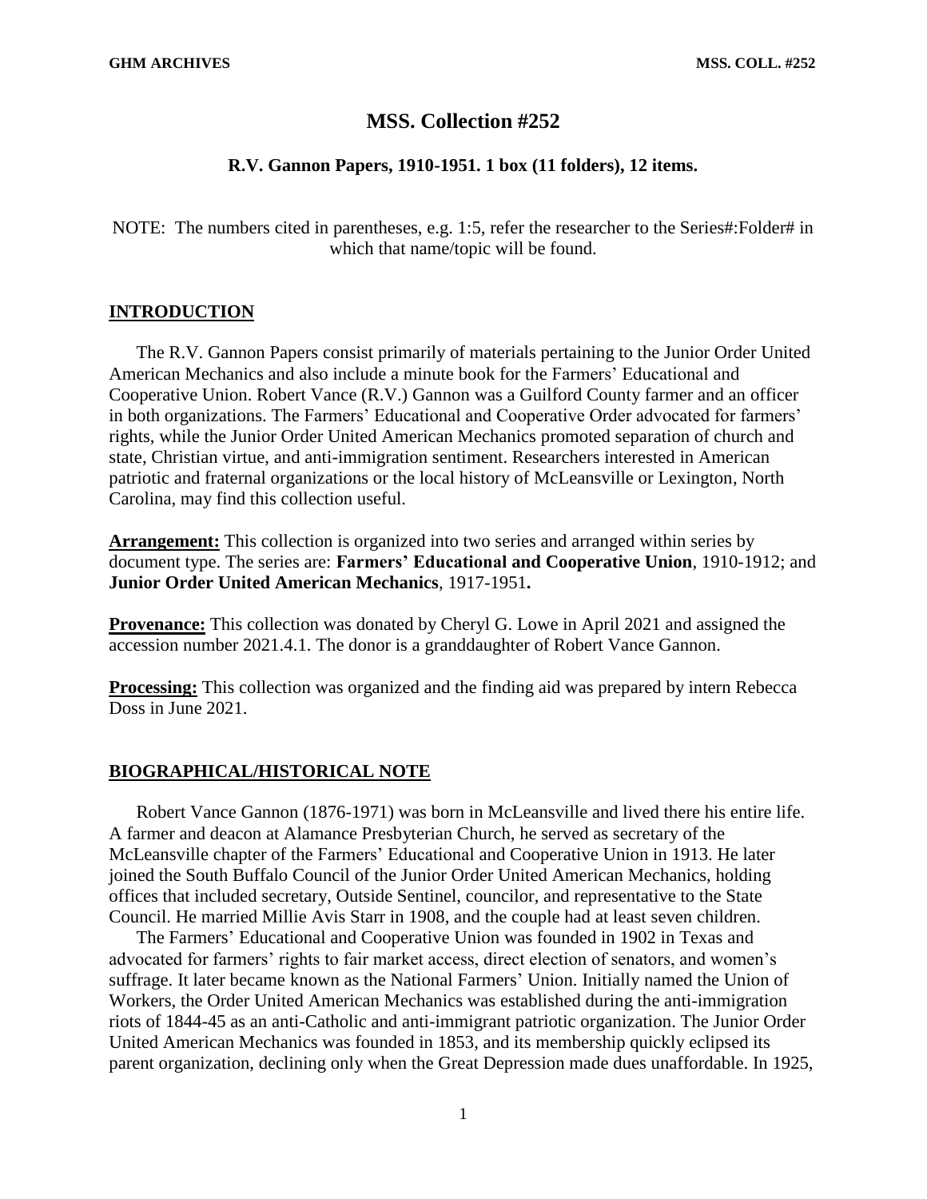# MSS. Collection #252

### R.V. Gannon Papers, 1910-1951. 1 box (11 folders), 12 items.

NOTE: The numbers cited in parentheses, e.g. 1:5, refer the researcher to the Series#:Folder# in which that name/topic will be found.

## INTRODUCTION

The R.V. Gannon Papers consist primarily of materials pertaining to the Junior Order United American Mechanics and also include a minute book for the Farmers' Educational and Cooperative Union. Robert Vance (R.V.) Gannon was a Guilford County farmer and an officer in both organizations. The Farmers' Educational and Cooperative Order advocated for farmers' rights, while the Junior Order United American Mechanics promoted separation of church and state, Christian virtue, and anti-immigration sentiment. Researchers interested in American patriotic and fraternal organizations or the local history of McLeansville or Lexington, North Carolina, may find this collection useful.

**Arrangement:** This collection is organized into two series and arranged within series by document type. The series are: **Farmers' Educational and Cooperative Union**, 1910-1912; and **Junior Order United American Mechanics**, 1917-1951**.**

**Provenance:** This collection was donated by Cheryl G. Lowe in April 2021 and assigned the accession number 2021.4.1. The donor is a granddaughter of Robert Vance Gannon.

**Processing:** This collection was organized and the finding aid was prepared by intern Rebecca Doss in June 2021.

## BIOGRAPHICAL/HISTORICAL NOTE

Robert Vance Gannon (1876-1971) was born in McLeansville and lived there his entire life. A farmer and deacon at Alamance Presbyterian Church, he served as secretary of the McLeansville chapter of the Farmers' Educational and Cooperative Union in 1913. He later joined the South Buffalo Council of the Junior Order United American Mechanics, holding offices that included secretary, Outside Sentinel, councilor, and representative to the State Council. He married Millie Avis Starr in 1908, and the couple had at least seven children.

The Farmers' Educational and Cooperative Union was founded in 1902 in Texas and advocated for farmers' rights to fair market access, direct election of senators, and women's suffrage. It later became known as the National Farmers' Union. Initially named the Union of Workers, the Order United American Mechanics was established during the anti-immigration riots of 1844-45 as an anti-Catholic and anti-immigrant patriotic organization. The Junior Order United American Mechanics was founded in 1853, and its membership quickly eclipsed its parent organization, declining only when the Great Depression made dues unaffordable. In 1925,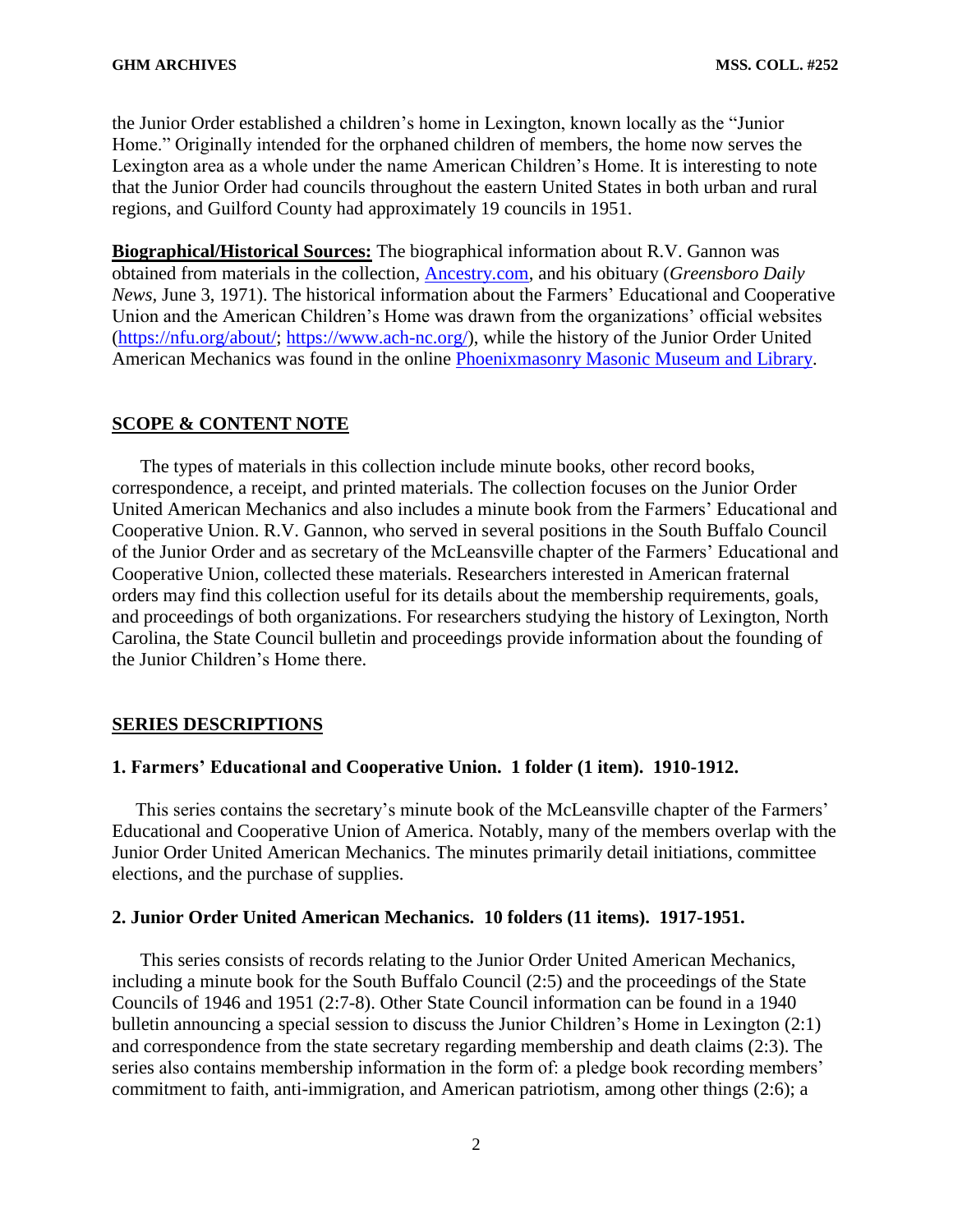the Junior Order established a children's home in Lexington, known locally as the "Junior Home." Originally intended for the orphaned children of members, the home now serves the Lexington area as a whole under the name American Children's Home. It is interesting to note that the Junior Order had councils throughout the eastern United States in both urban and rural regions, and Guilford County had approximately 19 councils in 1951.

**Biographical/Historical Sources:** The biographical information about R.V. Gannon was obtained from materials in the collection, Ancestry.com, and his obituary (*Greensboro Daily News*, June 3, 1971). The historical information about the Farmers' Educational and Cooperative Union and the American Children's Home was drawn from the organizations' official websites (https://nfu.org/about/; https://www.ach-nc.org/), while the history of the Junior Order United American Mechanics was found in the online Phoenixmasonry Masonic Museum and Library.

## SCOPE & CONTENT NOTE

The types of materials in this collection include minute books, other record books, correspondence, a receipt, and printed materials. The collection focuses on the Junior Order United American Mechanics and also includes a minute book from the Farmers' Educational and Cooperative Union. R.V. Gannon, who served in several positions in the South Buffalo Council of the Junior Order and as secretary of the McLeansville chapter of the Farmers' Educational and Cooperative Union, collected these materials. Researchers interested in American fraternal orders may find this collection useful for its details about the membership requirements, goals, and proceedings of both organizations. For researchers studying the history of Lexington, North Carolina, the State Council bulletin and proceedings provide information about the founding of the Junior Children's Home there.

## SERIES DESCRIPTIONS

### 1. Farmers' Educational and Cooperative Union. 1 folder (1 item). 1910-1912.

This series contains the secretary's minute book of the McLeansville chapter of the Farmers' Educational and Cooperative Union of America. Notably, many of the members overlap with the Junior Order United American Mechanics. The minutes primarily detail initiations, committee elections, and the purchase of supplies.

### 2. Junior Order United American Mechanics. 10 folders (11 items). 1917-1951.

This series consists of records relating to the Junior Order United American Mechanics, including a minute book for the South Buffalo Council (2:5) and the proceedings of the State Councils of 1946 and 1951 (2:7-8). Other State Council information can be found in a 1940 bulletin announcing a special session to discuss the Junior Children's Home in Lexington (2:1) and correspondence from the state secretary regarding membership and death claims (2:3). The series also contains membership information in the form of: a pledge book recording members' commitment to faith, anti-immigration, and American patriotism, among other things (2:6); a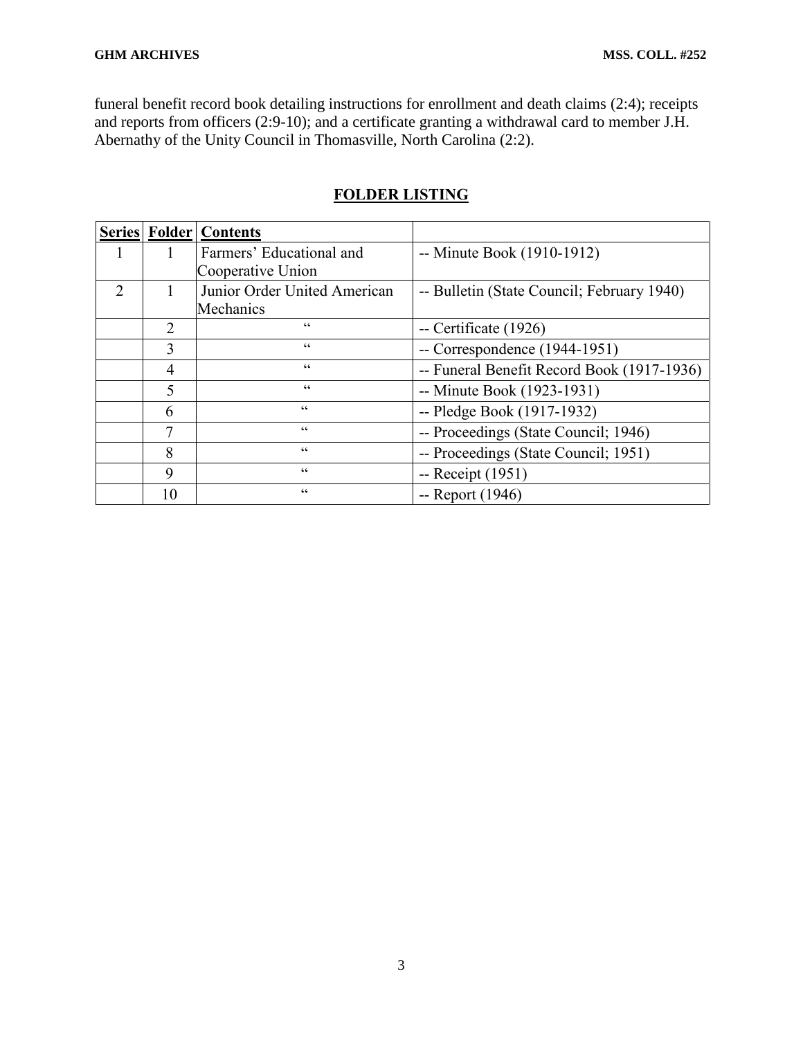funeral benefit record book detailing instructions for enrollment and death claims (2:4); receipts and reports from officers (2:9-10); and a certificate granting a withdrawal card to member J.H. Abernathy of the Unity Council in Thomasville, North Carolina (2:2).

## FOLDER LISTING

| Series | Folder | Contents | |
|---|---|---|---|
| 1 | 1 | Farmers' Educational and Cooperative Union | -- Minute Book (1910-1912) |
| 2 | 1 | Junior Order United American Mechanics | -- Bulletin (State Council; February 1940) |
| | 2 | " | -- Certificate (1926) |
| | 3 | " | -- Correspondence (1944-1951) |
| | 4 | " | -- Funeral Benefit Record Book (1917-1936) |
| | 5 | " | -- Minute Book (1923-1931) |
| | 6 | " | -- Pledge Book (1917-1932) |
| | 7 | " | -- Proceedings (State Council; 1946) |
| | 8 | " | -- Proceedings (State Council; 1951) |
| | 9 | " | -- Receipt (1951) |
| | 10 | " | -- Report (1946) |